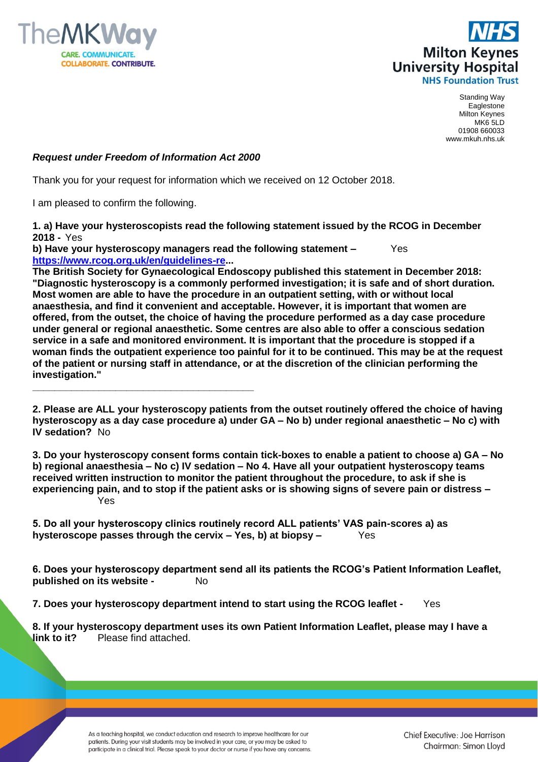Standing Way
Eaglestone
Milton Keynes
MK6 5LD
01908 660033
www.mkuh.nhs.uk

***Request under Freedom of Information Act 2000***

Thank you for your request for information which we received on 12 October 2018.

I am pleased to confirm the following.

**1. a) Have your hysteroscopists read the following statement issued by the RCOG in December 2018 -** Yes

**b) Have your hysteroscopy managers read the following statement –** Yes

**[https://www.rcog.org.uk/en/guidelines-re](https://www.rcog.org.uk/en/guidelines-re)...**

**The British Society for Gynaecological Endoscopy published this statement in December 2018: "Diagnostic hysteroscopy is a commonly performed investigation; it is safe and of short duration. Most women are able to have the procedure in an outpatient setting, with or without local anaesthesia, and find it convenient and acceptable. However, it is important that women are offered, from the outset, the choice of having the procedure performed as a day case procedure under general or regional anaesthetic. Some centres are also able to offer a conscious sedation service in a safe and monitored environment. It is important that the procedure is stopped if a woman finds the outpatient experience too painful for it to be continued. This may be at the request of the patient or nursing staff in attendance, or at the discretion of the clinician performing the investigation."**

---

**2. Please are ALL your hysteroscopy patients from the outset routinely offered the choice of having hysteroscopy as a day case procedure a) under GA – No b) under regional anaesthetic – No c) with IV sedation?** No

**3. Do your hysteroscopy consent forms contain tick-boxes to enable a patient to choose a) GA – No b) regional anaesthesia – No c) IV sedation – No 4. Have all your outpatient hysteroscopy teams received written instruction to monitor the patient throughout the procedure, to ask if she is experiencing pain, and to stop if the patient asks or is showing signs of severe pain or distress –** Yes

**5. Do all your hysteroscopy clinics routinely record ALL patients' VAS pain-scores a) as hysteroscope passes through the cervix – Yes, b) at biopsy –** Yes

**6. Does your hysteroscopy department send all its patients the RCOG's Patient Information Leaflet, published on its website -** No

**7. Does your hysteroscopy department intend to start using the RCOG leaflet -** Yes

**8. If your hysteroscopy department uses its own Patient Information Leaflet, please may I have a link to it?** Please find attached.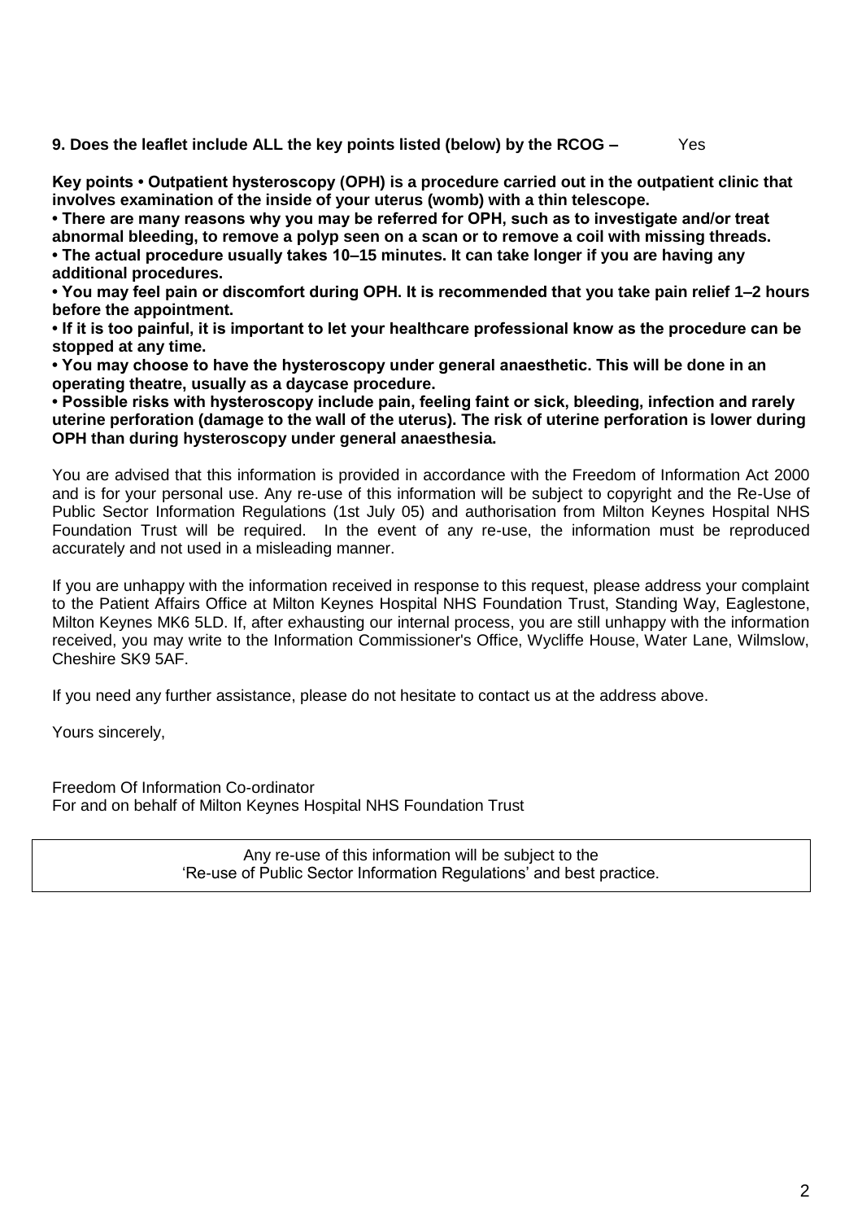**9. Does the leaflet include ALL the key points listed (below) by the RCOG –** Yes

**Key points • Outpatient hysteroscopy (OPH) is a procedure carried out in the outpatient clinic that involves examination of the inside of your uterus (womb) with a thin telescope.**

**• There are many reasons why you may be referred for OPH, such as to investigate and/or treat abnormal bleeding, to remove a polyp seen on a scan or to remove a coil with missing threads.**

**• The actual procedure usually takes 10–15 minutes. It can take longer if you are having any additional procedures.**

**• You may feel pain or discomfort during OPH. It is recommended that you take pain relief 1–2 hours before the appointment.**

**• If it is too painful, it is important to let your healthcare professional know as the procedure can be stopped at any time.**

**• You may choose to have the hysteroscopy under general anaesthetic. This will be done in an operating theatre, usually as a daycase procedure.**

**• Possible risks with hysteroscopy include pain, feeling faint or sick, bleeding, infection and rarely uterine perforation (damage to the wall of the uterus). The risk of uterine perforation is lower during OPH than during hysteroscopy under general anaesthesia.**

You are advised that this information is provided in accordance with the Freedom of Information Act 2000 and is for your personal use. Any re-use of this information will be subject to copyright and the Re-Use of Public Sector Information Regulations (1st July 05) and authorisation from Milton Keynes Hospital NHS Foundation Trust will be required. In the event of any re-use, the information must be reproduced accurately and not used in a misleading manner.

If you are unhappy with the information received in response to this request, please address your complaint to the Patient Affairs Office at Milton Keynes Hospital NHS Foundation Trust, Standing Way, Eaglestone, Milton Keynes MK6 5LD. If, after exhausting our internal process, you are still unhappy with the information received, you may write to the Information Commissioner's Office, Wycliffe House, Water Lane, Wilmslow, Cheshire SK9 5AF.

If you need any further assistance, please do not hesitate to contact us at the address above.

Yours sincerely,

Freedom Of Information Co-ordinator
For and on behalf of Milton Keynes Hospital NHS Foundation Trust

Any re-use of this information will be subject to the
'Re-use of Public Sector Information Regulations' and best practice.